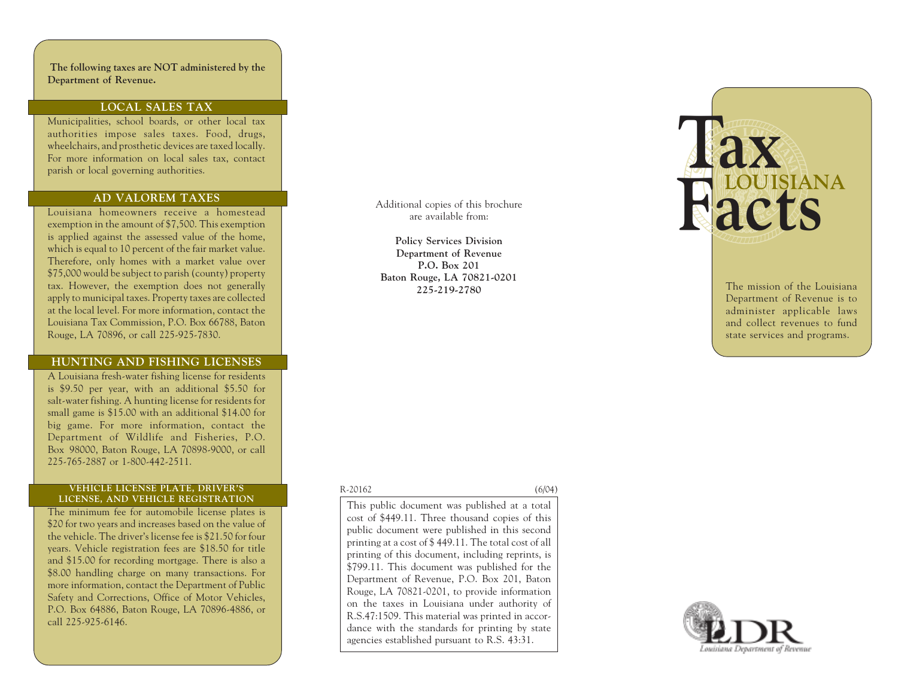**The following taxes are NOT administered by the Department of Revenue.**

## LOCAL SALES TAX

Municipalities, school boards, or other local tax authorities impose sales taxes. Food, drugs, wheelchairs, and prosthetic devices are taxed locally. For more information on local sales tax, contact parish or local governing authorities.

## AD VALOREM TAXES

Louisiana homeowners receive a homestead exemption in the amount of $7,500. This exemption is applied against the assessed value of the home, which is equal to 10 percent of the fair market value. Therefore, only homes with a market value over $75,000 would be subject to parish (county) property tax. However, the exemption does not generally apply to municipal taxes. Property taxes are collected at the local level. For more information, contact the Louisiana Tax Commission, P.O. Box 66788, Baton Rouge, LA 70896, or call 225-925-7830.

## HUNTING AND FISHING LICENSES

A Louisiana fresh-water fishing license for residents is $9.50 per year, with an additional $5.50 for salt-water fishing. A hunting license for residents for small game is $15.00 with an additional $14.00 for big game. For more information, contact the Department of Wildlife and Fisheries, P.O. Box 98000, Baton Rouge, LA 70898-9000, or call 225-765-2887 or 1-800-442-2511.

## VEHICLE LICENSE PLATE, DRIVER'S LICENSE, AND VEHICLE REGISTRATION

The minimum fee for automobile license plates is $20 for two years and increases based on the value of the vehicle. The driver's license fee is $21.50 for four years. Vehicle registration fees are $18.50 for title and $15.00 for recording mortgage. There is also a $8.00 handling charge on many transactions. For more information, contact the Department of Public Safety and Corrections, Office of Motor Vehicles, P.O. Box 64886, Baton Rouge, LA 70896-4886, or call 225-925-6146.

Additional copies of this brochure are available from:

**Policy Services Division**
**Department of Revenue**
**P.O. Box 201**
**Baton Rouge, LA 70821-0201**
**225-219-2780**

R-20162 (6/04)

This public document was published at a total cost of $449.11. Three thousand copies of this public document were published in this second printing at a cost of $ 449.11. The total cost of all printing of this document, including reprints, is $799.11. This document was published for the Department of Revenue, P.O. Box 201, Baton Rouge, LA 70821-0201, to provide information on the taxes in Louisiana under authority of R.S.47:1509. This material was printed in accordance with the standards for printing by state agencies established pursuant to R.S. 43:31.

# Tax Facts LOUISIANA

The mission of the Louisiana Department of Revenue is to administer applicable laws and collect revenues to fund state services and programs.

LDR Louisiana Department of Revenue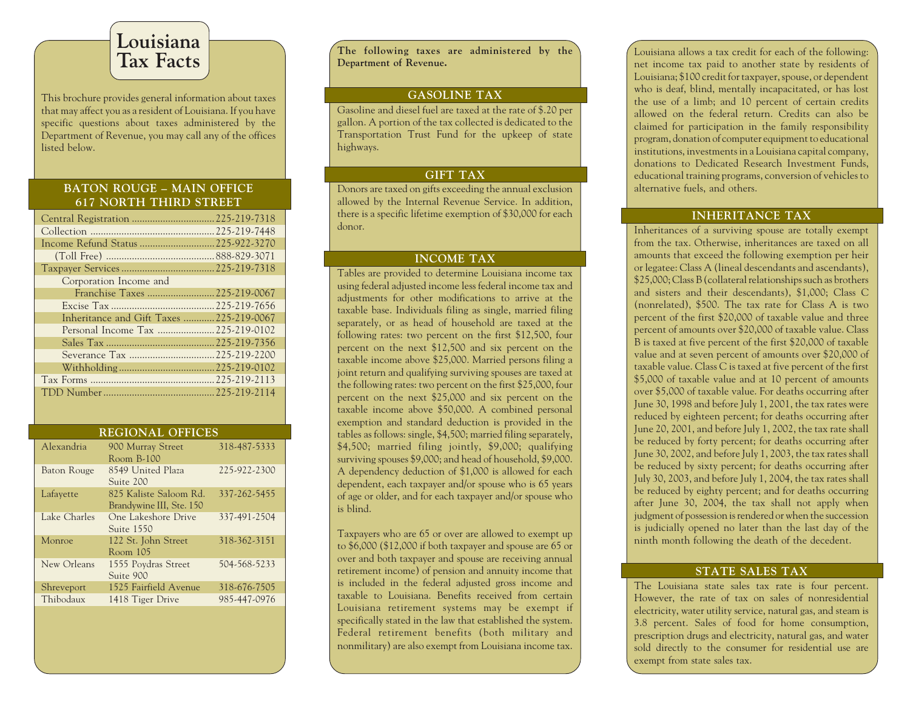# Louisiana Tax Facts

This brochure provides general information about taxes that may affect you as a resident of Louisiana. If you have specific questions about taxes administered by the Department of Revenue, you may call any of the offices listed below.

## BATON ROUGE – MAIN OFFICE 617 NORTH THIRD STREET

| | |
|---|---|
| Central Registration | 225-219-7318 |
| Collection | 225-219-7448 |
| Income Refund Status | 225-922-3270 |
| (Toll Free) | 888-829-3071 |
| Taxpayer Services | 225-219-7318 |
| Corporation Income and Franchise Taxes | 225-219-0067 |
| Excise Tax | 225-219-7656 |
| Inheritance and Gift Taxes | 225-219-0067 |
| Personal Income Tax | 225-219-0102 |
| Sales Tax | 225-219-7356 |
| Severance Tax | 225-219-2200 |
| Withholding | 225-219-0102 |
| Tax Forms | 225-219-2113 |
| TDD Number | 225-219-2114 |

## REGIONAL OFFICES

| | | |
|---|---|---|
| Alexandria | 900 Murray Street Room B-100 | 318-487-5333 |
| Baton Rouge | 8549 United Plaza Suite 200 | 225-922-2300 |
| Lafayette | 825 Kaliste Saloom Rd. Brandywine III, Ste. 150 | 337-262-5455 |
| Lake Charles | One Lakeshore Drive Suite 1550 | 337-491-2504 |
| Monroe | 122 St. John Street Room 105 | 318-362-3151 |
| New Orleans | 1555 Poydras Street Suite 900 | 504-568-5233 |
| Shreveport | 1525 Fairfield Avenue | 318-676-7505 |
| Thibodaux | 1418 Tiger Drive | 985-447-0976 |

**The following taxes are administered by the Department of Revenue.**

## GASOLINE TAX

Gasoline and diesel fuel are taxed at the rate of $.20 per gallon. A portion of the tax collected is dedicated to the Transportation Trust Fund for the upkeep of state highways.

## GIFT TAX

Donors are taxed on gifts exceeding the annual exclusion allowed by the Internal Revenue Service. In addition, there is a specific lifetime exemption of $30,000 for each donor.

## INCOME TAX

Tables are provided to determine Louisiana income tax using federal adjusted income less federal income tax and adjustments for other modifications to arrive at the taxable base. Individuals filing as single, married filing separately, or as head of household are taxed at the following rates: two percent on the first $12,500, four percent on the next $12,500 and six percent on the taxable income above $25,000. Married persons filing a joint return and qualifying surviving spouses are taxed at the following rates: two percent on the first $25,000, four percent on the next $25,000 and six percent on the taxable income above $50,000. A combined personal exemption and standard deduction is provided in the tables as follows: single, $4,500; married filing separately, $4,500; married filing jointly, $9,000; qualifying surviving spouses $9,000; and head of household, $9,000. A dependency deduction of $1,000 is allowed for each dependent, each taxpayer and/or spouse who is 65 years of age or older, and for each taxpayer and/or spouse who is blind.

Taxpayers who are 65 or over are allowed to exempt up to $6,000 ($12,000 if both taxpayer and spouse are 65 or over and both taxpayer and spouse are receiving annual retirement income) of pension and annuity income that is included in the federal adjusted gross income and taxable to Louisiana. Benefits received from certain Louisiana retirement systems may be exempt if specifically stated in the law that established the system. Federal retirement benefits (both military and nonmilitary) are also exempt from Louisiana income tax.

Louisiana allows a tax credit for each of the following: net income tax paid to another state by residents of Louisiana; $100 credit for taxpayer, spouse, or dependent who is deaf, blind, mentally incapacitated, or has lost the use of a limb; and 10 percent of certain credits allowed on the federal return. Credits can also be claimed for participation in the family responsibility program, donation of computer equipment to educational institutions, investments in a Louisiana capital company, donations to Dedicated Research Investment Funds, educational training programs, conversion of vehicles to alternative fuels, and others.

## INHERITANCE TAX

Inheritances of a surviving spouse are totally exempt from the tax. Otherwise, inheritances are taxed on all amounts that exceed the following exemption per heir or legatee: Class A (lineal descendants and ascendants), $25,000; Class B (collateral relationships such as brothers and sisters and their descendants), $1,000; Class C (nonrelated), $500. The tax rate for Class A is two percent of the first $20,000 of taxable value and three percent of amounts over $20,000 of taxable value. Class B is taxed at five percent of the first $20,000 of taxable value and at seven percent of amounts over $20,000 of taxable value. Class C is taxed at five percent of the first $5,000 of taxable value and at 10 percent of amounts over $5,000 of taxable value. For deaths occurring after June 30, 1998 and before July 1, 2001, the tax rates were reduced by eighteen percent; for deaths occurring after June 20, 2001, and before July 1, 2002, the tax rate shall be reduced by forty percent; for deaths occurring after June 30, 2002, and before July 1, 2003, the tax rates shall be reduced by sixty percent; for deaths occurring after July 30, 2003, and before July 1, 2004, the tax rates shall be reduced by eighty percent; and for deaths occurring after June 30, 2004, the tax shall not apply when judgment of possession is rendered or when the succession is judicially opened no later than the last day of the ninth month following the death of the decedent.

## STATE SALES TAX

The Louisiana state sales tax rate is four percent. However, the rate of tax on sales of nonresidential electricity, water utility service, natural gas, and steam is 3.8 percent. Sales of food for home consumption, prescription drugs and electricity, natural gas, and water sold directly to the consumer for residential use are exempt from state sales tax.